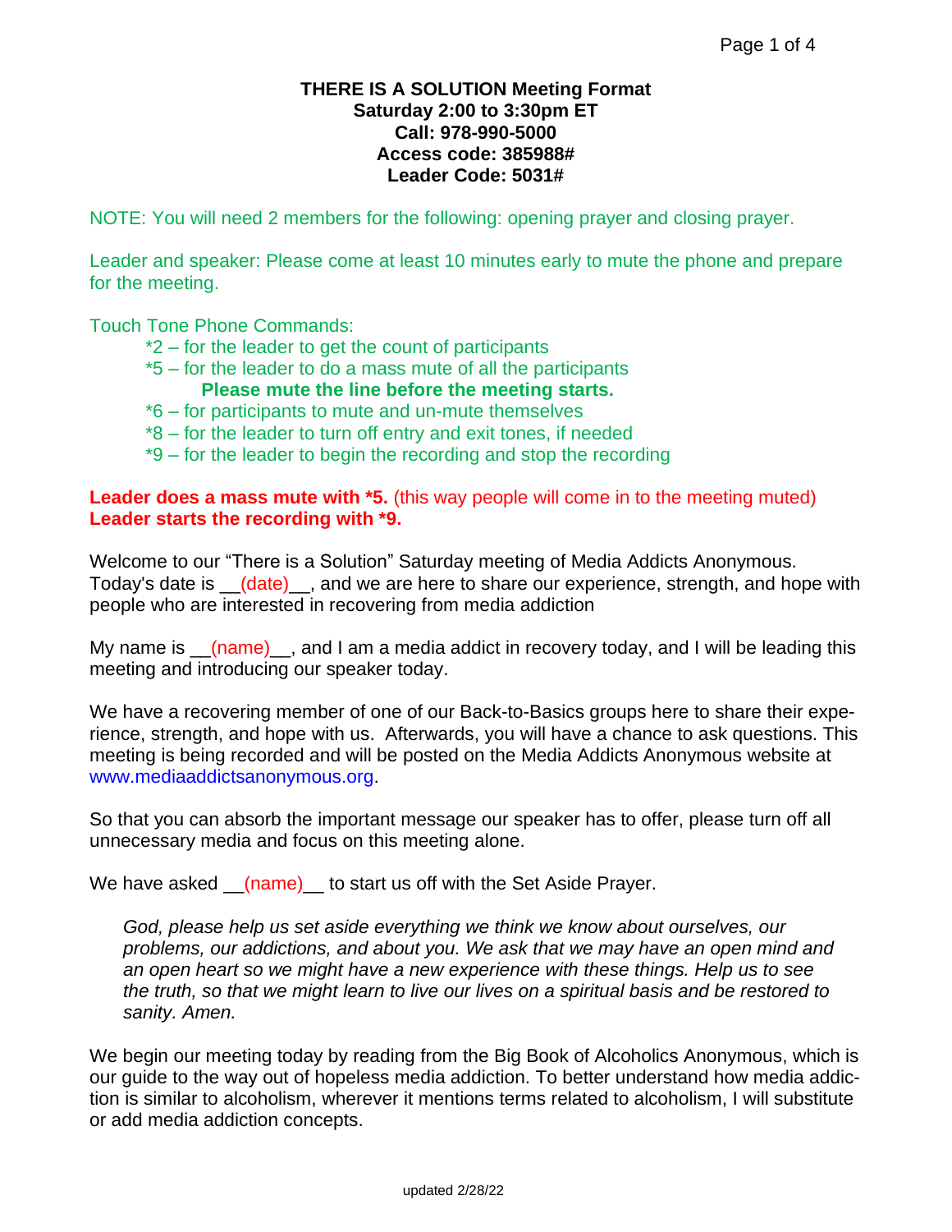**THERE IS A SOLUTION Meeting Format**
**Saturday 2:00 to 3:30pm ET**
**Call: 978-990-5000**
**Access code: 385988#**
**Leader Code: 5031#**

NOTE: You will need 2 members for the following: opening prayer and closing prayer.

Leader and speaker: Please come at least 10 minutes early to mute the phone and prepare for the meeting.

Touch Tone Phone Commands:

- *2 – for the leader to get the count of participants
- *5 – for the leader to do a mass mute of all the participants
  **Please mute the line before the meeting starts.**
- *6 – for participants to mute and un-mute themselves
- *8 – for the leader to turn off entry and exit tones, if needed
- *9 – for the leader to begin the recording and stop the recording

**Leader does a mass mute with *5.** (this way people will come in to the meeting muted)
**Leader starts the recording with *9.**

Welcome to our "There is a Solution" Saturday meeting of Media Addicts Anonymous. Today's date is __(date)__, and we are here to share our experience, strength, and hope with people who are interested in recovering from media addiction

My name is __(name)__, and I am a media addict in recovery today, and I will be leading this meeting and introducing our speaker today.

We have a recovering member of one of our Back-to-Basics groups here to share their experience, strength, and hope with us. Afterwards, you will have a chance to ask questions. This meeting is being recorded and will be posted on the Media Addicts Anonymous website at www.mediaaddictsanonymous.org.

So that you can absorb the important message our speaker has to offer, please turn off all unnecessary media and focus on this meeting alone.

We have asked __(name)__ to start us off with the Set Aside Prayer.

> *God, please help us set aside everything we think we know about ourselves, our problems, our addictions, and about you. We ask that we may have an open mind and an open heart so we might have a new experience with these things. Help us to see the truth, so that we might learn to live our lives on a spiritual basis and be restored to sanity. Amen.*

We begin our meeting today by reading from the Big Book of Alcoholics Anonymous, which is our guide to the way out of hopeless media addiction. To better understand how media addiction is similar to alcoholism, wherever it mentions terms related to alcoholism, I will substitute or add media addiction concepts.

updated 2/28/22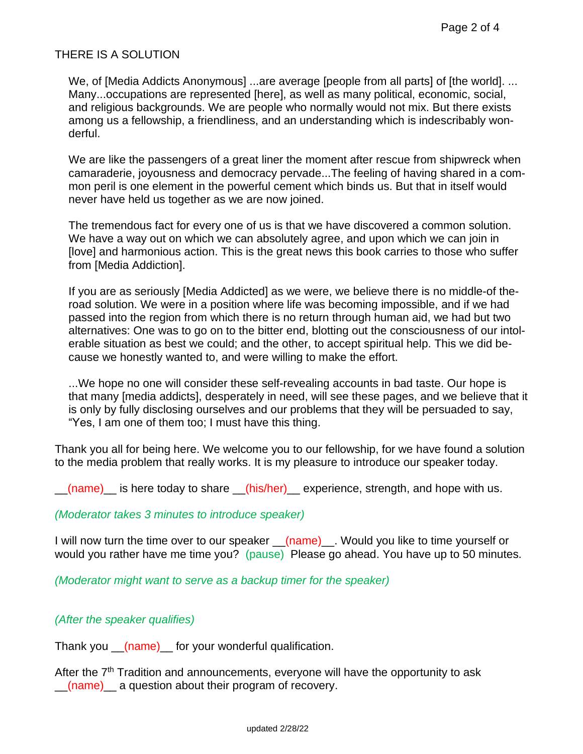THERE IS A SOLUTION

> We, of [Media Addicts Anonymous] ...are average [people from all parts] of [the world]. ... Many...occupations are represented [here], as well as many political, economic, social, and religious backgrounds. We are people who normally would not mix. But there exists among us a fellowship, a friendliness, and an understanding which is indescribably wonderful.
>
> We are like the passengers of a great liner the moment after rescue from shipwreck when camaraderie, joyousness and democracy pervade...The feeling of having shared in a common peril is one element in the powerful cement which binds us. But that in itself would never have held us together as we are now joined.
>
> The tremendous fact for every one of us is that we have discovered a common solution. We have a way out on which we can absolutely agree, and upon which we can join in [love] and harmonious action. This is the great news this book carries to those who suffer from [Media Addiction].
>
> If you are as seriously [Media Addicted] as we were, we believe there is no middle-of the-road solution. We were in a position where life was becoming impossible, and if we had passed into the region from which there is no return through human aid, we had but two alternatives: One was to go on to the bitter end, blotting out the consciousness of our intolerable situation as best we could; and the other, to accept spiritual help. This we did because we honestly wanted to, and were willing to make the effort.
>
> ...We hope no one will consider these self-revealing accounts in bad taste. Our hope is that many [media addicts], desperately in need, will see these pages, and we believe that it is only by fully disclosing ourselves and our problems that they will be persuaded to say, "Yes, I am one of them too; I must have this thing.

Thank you all for being here. We welcome you to our fellowship, for we have found a solution to the media problem that really works. It is my pleasure to introduce our speaker today.

__(name)__ is here today to share __(his/her)__ experience, strength, and hope with us.

*(Moderator takes 3 minutes to introduce speaker)*

I will now turn the time over to our speaker __(name)__. Would you like to time yourself or would you rather have me time you? (pause) Please go ahead. You have up to 50 minutes.

*(Moderator might want to serve as a backup timer for the speaker)*

*(After the speaker qualifies)*

Thank you __(name)__ for your wonderful qualification.

After the 7th Tradition and announcements, everyone will have the opportunity to ask __(name)__ a question about their program of recovery.

updated 2/28/22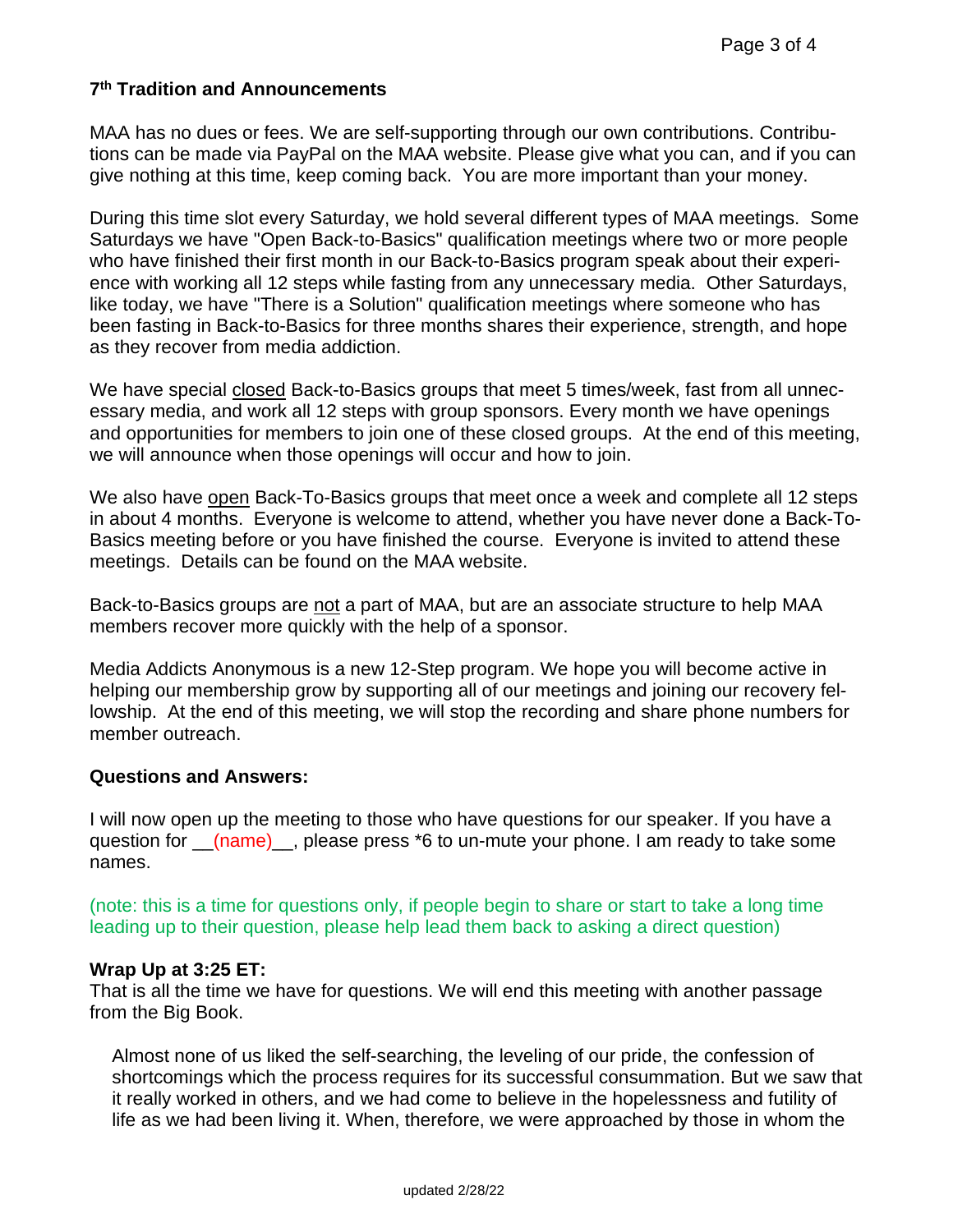### 7th Tradition and Announcements

MAA has no dues or fees. We are self-supporting through our own contributions. Contributions can be made via PayPal on the MAA website. Please give what you can, and if you can give nothing at this time, keep coming back. You are more important than your money.

During this time slot every Saturday, we hold several different types of MAA meetings. Some Saturdays we have "Open Back-to-Basics" qualification meetings where two or more people who have finished their first month in our Back-to-Basics program speak about their experience with working all 12 steps while fasting from any unnecessary media. Other Saturdays, like today, we have "There is a Solution" qualification meetings where someone who has been fasting in Back-to-Basics for three months shares their experience, strength, and hope as they recover from media addiction.

We have special <u>closed</u> Back-to-Basics groups that meet 5 times/week, fast from all unnecessary media, and work all 12 steps with group sponsors. Every month we have openings and opportunities for members to join one of these closed groups. At the end of this meeting, we will announce when those openings will occur and how to join.

We also have <u>open</u> Back-To-Basics groups that meet once a week and complete all 12 steps in about 4 months. Everyone is welcome to attend, whether you have never done a Back-To-Basics meeting before or you have finished the course. Everyone is invited to attend these meetings. Details can be found on the MAA website.

Back-to-Basics groups are <u>not</u> a part of MAA, but are an associate structure to help MAA members recover more quickly with the help of a sponsor.

Media Addicts Anonymous is a new 12-Step program. We hope you will become active in helping our membership grow by supporting all of our meetings and joining our recovery fellowship. At the end of this meeting, we will stop the recording and share phone numbers for member outreach.

### Questions and Answers:

I will now open up the meeting to those who have questions for our speaker. If you have a question for __(name)__, please press *6 to un-mute your phone. I am ready to take some names.

(note: this is a time for questions only, if people begin to share or start to take a long time leading up to their question, please help lead them back to asking a direct question)

### Wrap Up at 3:25 ET:

That is all the time we have for questions. We will end this meeting with another passage from the Big Book.

> Almost none of us liked the self-searching, the leveling of our pride, the confession of shortcomings which the process requires for its successful consummation. But we saw that it really worked in others, and we had come to believe in the hopelessness and futility of life as we had been living it. When, therefore, we were approached by those in whom the

updated 2/28/22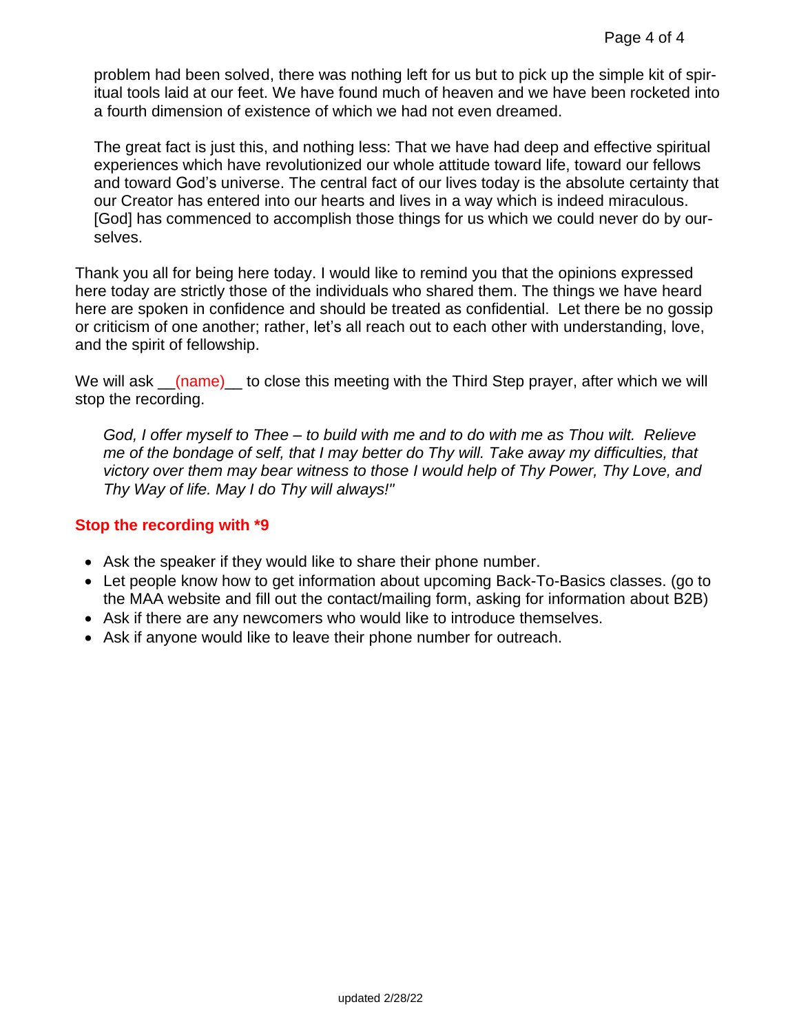problem had been solved, there was nothing left for us but to pick up the simple kit of spiritual tools laid at our feet. We have found much of heaven and we have been rocketed into a fourth dimension of existence of which we had not even dreamed.

The great fact is just this, and nothing less: That we have had deep and effective spiritual experiences which have revolutionized our whole attitude toward life, toward our fellows and toward God's universe. The central fact of our lives today is the absolute certainty that our Creator has entered into our hearts and lives in a way which is indeed miraculous. [God] has commenced to accomplish those things for us which we could never do by ourselves.

Thank you all for being here today. I would like to remind you that the opinions expressed here today are strictly those of the individuals who shared them. The things we have heard here are spoken in confidence and should be treated as confidential. Let there be no gossip or criticism of one another; rather, let's all reach out to each other with understanding, love, and the spirit of fellowship.

We will ask __(name)__ to close this meeting with the Third Step prayer, after which we will stop the recording.

*God, I offer myself to Thee – to build with me and to do with me as Thou wilt. Relieve me of the bondage of self, that I may better do Thy will. Take away my difficulties, that victory over them may bear witness to those I would help of Thy Power, Thy Love, and Thy Way of life. May I do Thy will always!"*

**Stop the recording with *9**

- Ask the speaker if they would like to share their phone number.
- Let people know how to get information about upcoming Back-To-Basics classes. (go to the MAA website and fill out the contact/mailing form, asking for information about B2B)
- Ask if there are any newcomers who would like to introduce themselves.
- Ask if anyone would like to leave their phone number for outreach.

updated 2/28/22